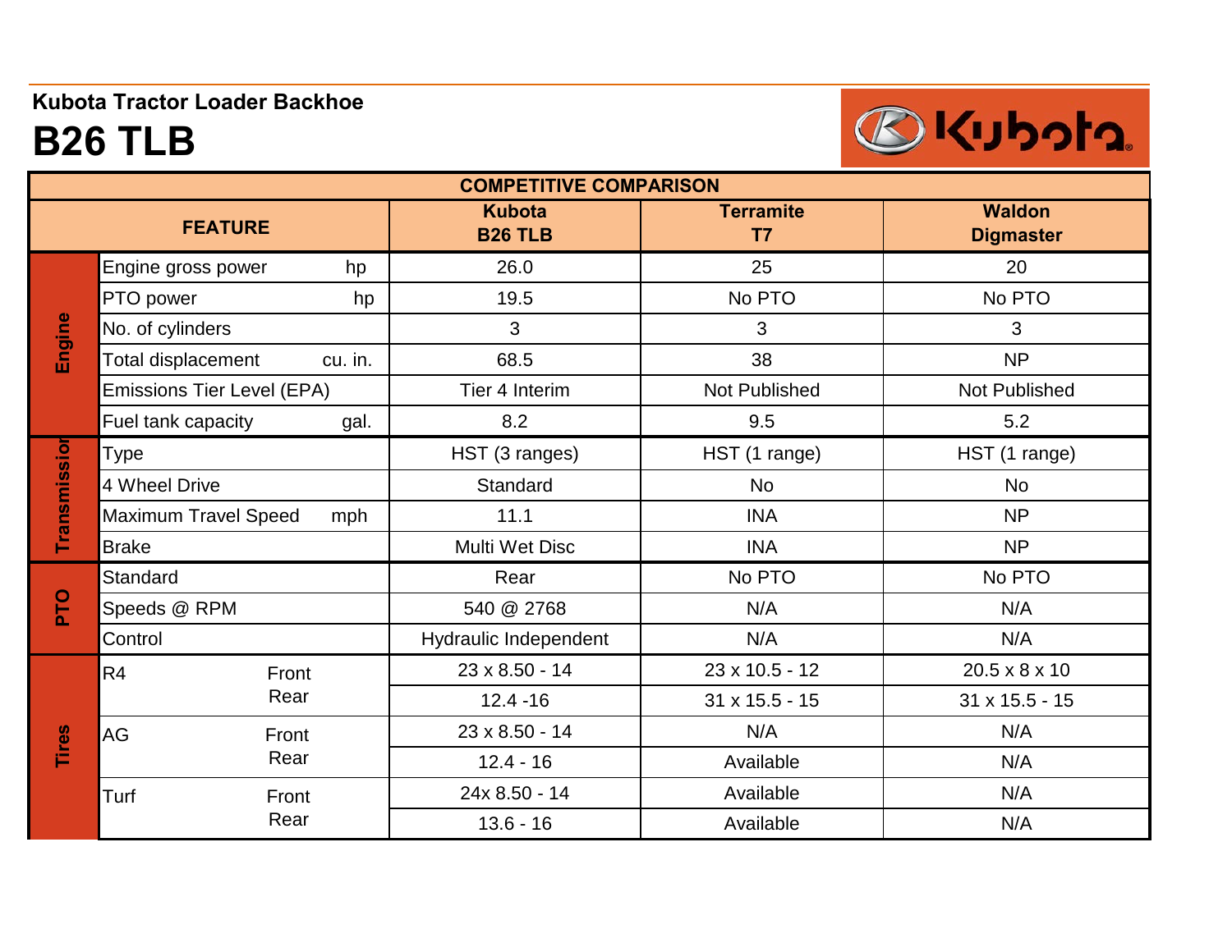Kubota Tractor Loader Backhoe

# B26 TLB

| COMPETITIVE COMPARISON | | | | | |
|---|---|---|---|---|---|
| FEATURE | | | Kubota B26 TLB | Terramite T7 | Waldon Digmaster |
| Engine | Engine gross power | hp | 26.0 | 25 | 20 |
| | PTO power | hp | 19.5 | No PTO | No PTO |
| | No. of cylinders | | 3 | 3 | 3 |
| | Total displacement | cu. in. | 68.5 | 38 | NP |
| | Emissions Tier Level (EPA) | | Tier 4 Interim | Not Published | Not Published |
| | Fuel tank capacity | gal. | 8.2 | 9.5 | 5.2 |
| Transmission | Type | | HST (3 ranges) | HST (1 range) | HST (1 range) |
| | 4 Wheel Drive | | Standard | No | No |
| | Maximum Travel Speed | mph | 11.1 | INA | NP |
| | Brake | | Multi Wet Disc | INA | NP |
| PTO | Standard | | Rear | No PTO | No PTO |
| | Speeds @ RPM | | 540 @ 2768 | N/A | N/A |
| | Control | | Hydraulic Independent | N/A | N/A |
| Tires | R4 | Front | 23 x 8.50 - 14 | 23 x 10.5 - 12 | 20.5 x 8 x 10 |
| | | Rear | 12.4 -16 | 31 x 15.5 - 15 | 31 x 15.5 - 15 |
| | AG | Front | 23 x 8.50 - 14 | N/A | N/A |
| | | Rear | 12.4 - 16 | Available | N/A |
| | Turf | Front | 24x 8.50 - 14 | Available | N/A |
| | | Rear | 13.6 - 16 | Available | N/A |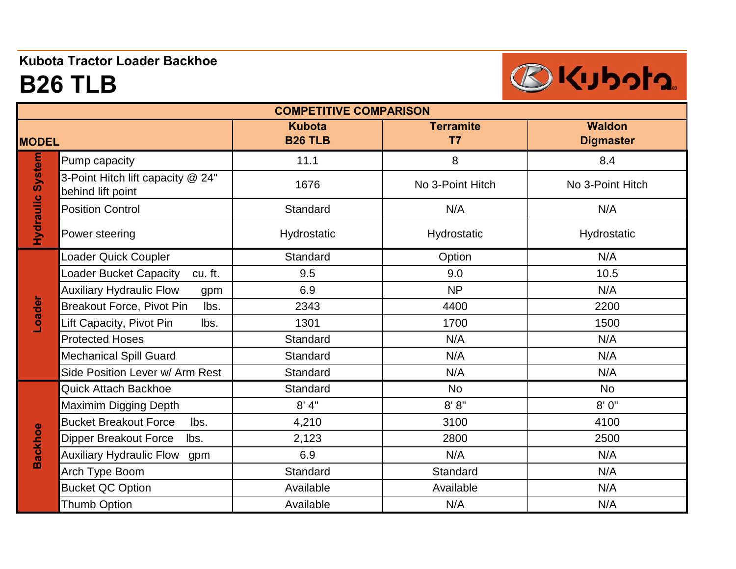**Kubota Tractor Loader Backhoe**

# B26 TLB

| COMPETITIVE COMPARISON | | | | |
|---|---|---|---|---|
| MODEL | | Kubota B26 TLB | Terramite T7 | Waldon Digmaster |
| Hydraulic System | Pump capacity | 11.1 | 8 | 8.4 |
| | 3-Point Hitch lift capacity @ 24" behind lift point | 1676 | No 3-Point Hitch | No 3-Point Hitch |
| | Position Control | Standard | N/A | N/A |
| | Power steering | Hydrostatic | Hydrostatic | Hydrostatic |
| Loader | Loader Quick Coupler | Standard | Option | N/A |
| | Loader Bucket Capacity cu. ft. | 9.5 | 9.0 | 10.5 |
| | Auxiliary Hydraulic Flow gpm | 6.9 | NP | N/A |
| | Breakout Force, Pivot Pin lbs. | 2343 | 4400 | 2200 |
| | Lift Capacity, Pivot Pin lbs. | 1301 | 1700 | 1500 |
| | Protected Hoses | Standard | N/A | N/A |
| | Mechanical Spill Guard | Standard | N/A | N/A |
| | Side Position Lever w/ Arm Rest | Standard | N/A | N/A |
| Backhoe | Quick Attach Backhoe | Standard | No | No |
| | Maximim Digging Depth | 8' 4" | 8' 8" | 8' 0" |
| | Bucket Breakout Force lbs. | 4,210 | 3100 | 4100 |
| | Dipper Breakout Force lbs. | 2,123 | 2800 | 2500 |
| | Auxiliary Hydraulic Flow gpm | 6.9 | N/A | N/A |
| | Arch Type Boom | Standard | Standard | N/A |
| | Bucket QC Option | Available | Available | N/A |
| | Thumb Option | Available | N/A | N/A |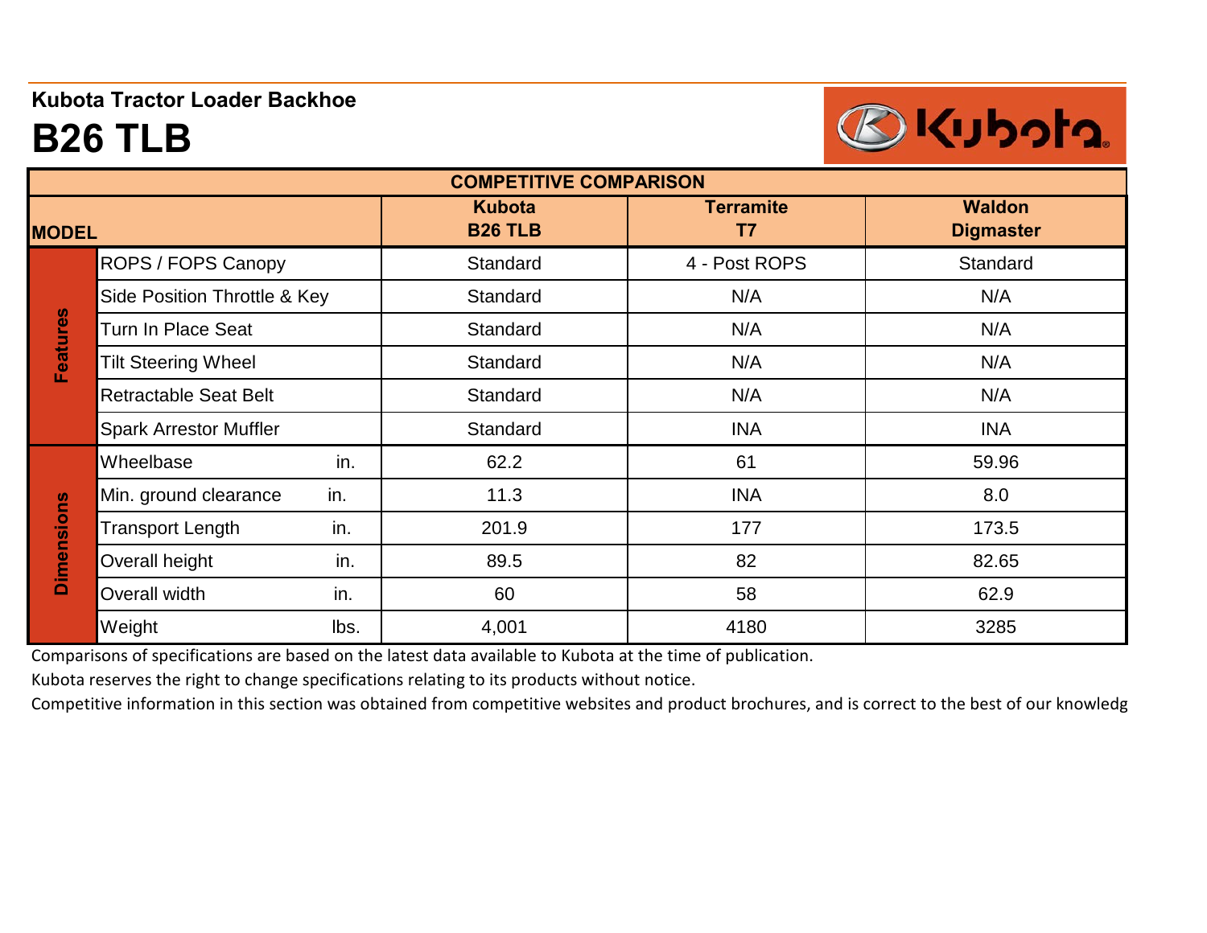Kubota Tractor Loader Backhoe

# B26 TLB

| COMPETITIVE COMPARISON | | | | | |
|---|---|---|---|---|---|
| MODEL | | | Kubota B26 TLB | Terramite T7 | Waldon Digmaster |
| Features | ROPS / FOPS Canopy | | Standard | 4 - Post ROPS | Standard |
| | Side Position Throttle & Key | | Standard | N/A | N/A |
| | Turn In Place Seat | | Standard | N/A | N/A |
| | Tilt Steering Wheel | | Standard | N/A | N/A |
| | Retractable Seat Belt | | Standard | N/A | N/A |
| | Spark Arrestor Muffler | | Standard | INA | INA |
| Dimensions | Wheelbase | in. | 62.2 | 61 | 59.96 |
| | Min. ground clearance | in. | 11.3 | INA | 8.0 |
| | Transport Length | in. | 201.9 | 177 | 173.5 |
| | Overall height | in. | 89.5 | 82 | 82.65 |
| | Overall width | in. | 60 | 58 | 62.9 |
| | Weight | lbs. | 4,001 | 4180 | 3285 |

Comparisons of specifications are based on the latest data available to Kubota at the time of publication.

Kubota reserves the right to change specifications relating to its products without notice.

Competitive information in this section was obtained from competitive websites and product brochures, and is correct to the best of our knowledg